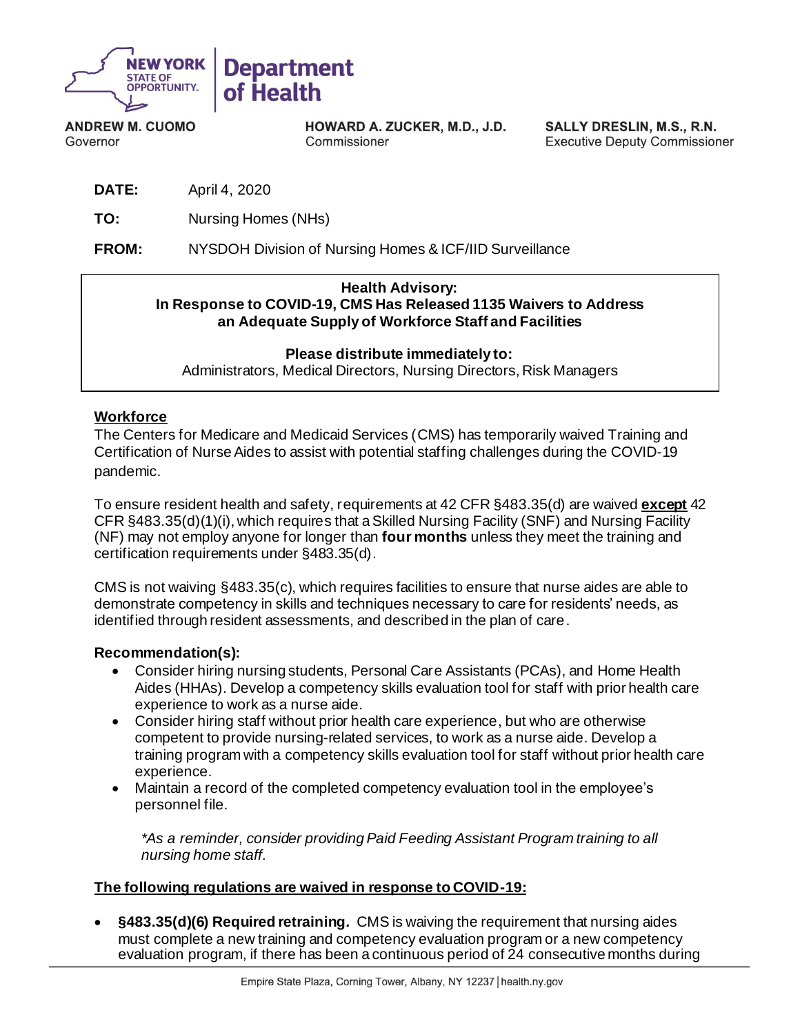NEW YORK STATE OF OPPORTUNITY. | Department of Health

**ANDREW M. CUOMO**
Governor

**HOWARD A. ZUCKER, M.D., J.D.**
Commissioner

**SALLY DRESLIN, M.S., R.N.**
Executive Deputy Commissioner

**DATE:** April 4, 2020

**TO:** Nursing Homes (NHs)

**FROM:** NYSDOH Division of Nursing Homes & ICF/IID Surveillance

**Health Advisory:**
**In Response to COVID-19, CMS Has Released 1135 Waivers to Address an Adequate Supply of Workforce Staff and Facilities**

**Please distribute immediately to:**
Administrators, Medical Directors, Nursing Directors, Risk Managers

**Workforce**

The Centers for Medicare and Medicaid Services (CMS) has temporarily waived Training and Certification of Nurse Aides to assist with potential staffing challenges during the COVID-19 pandemic.

To ensure resident health and safety, requirements at 42 CFR §483.35(d) are waived **except** 42 CFR §483.35(d)(1)(i), which requires that a Skilled Nursing Facility (SNF) and Nursing Facility (NF) may not employ anyone for longer than **four months** unless they meet the training and certification requirements under §483.35(d).

CMS is not waiving §483.35(c), which requires facilities to ensure that nurse aides are able to demonstrate competency in skills and techniques necessary to care for residents' needs, as identified through resident assessments, and described in the plan of care.

**Recommendation(s):**

- Consider hiring nursing students, Personal Care Assistants (PCAs), and Home Health Aides (HHAs). Develop a competency skills evaluation tool for staff with prior health care experience to work as a nurse aide.
- Consider hiring staff without prior health care experience, but who are otherwise competent to provide nursing-related services, to work as a nurse aide. Develop a training program with a competency skills evaluation tool for staff without prior health care experience.
- Maintain a record of the completed competency evaluation tool in the employee's personnel file.

*\*As a reminder, consider providing Paid Feeding Assistant Program training to all nursing home staff.*

**The following regulations are waived in response to COVID-19:**

- **§483.35(d)(6) Required retraining.** CMS is waiving the requirement that nursing aides must complete a new training and competency evaluation program or a new competency evaluation program, if there has been a continuous period of 24 consecutive months during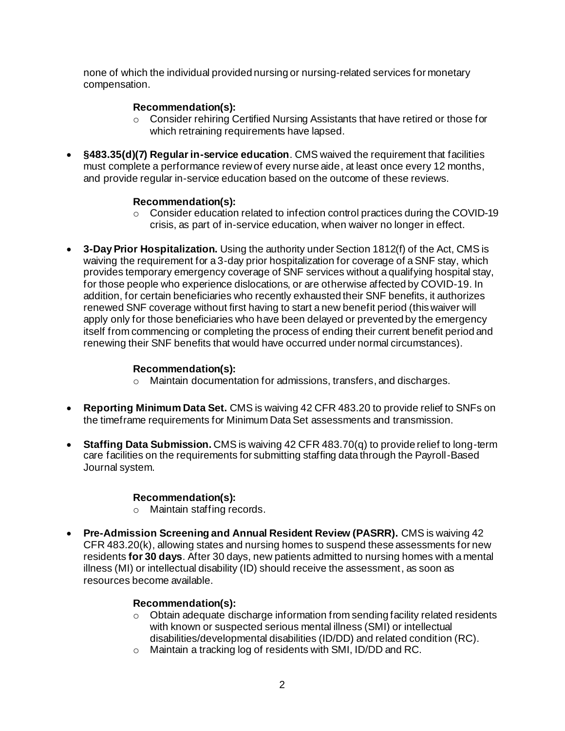none of which the individual provided nursing or nursing-related services for monetary compensation.

**Recommendation(s):**

- Consider rehiring Certified Nursing Assistants that have retired or those for which retraining requirements have lapsed.

- **§483.35(d)(7) Regular in-service education**. CMS waived the requirement that facilities must complete a performance review of every nurse aide, at least once every 12 months, and provide regular in-service education based on the outcome of these reviews.

  **Recommendation(s):**

  - Consider education related to infection control practices during the COVID-19 crisis, as part of in-service education, when waiver no longer in effect.

- **3-Day Prior Hospitalization.** Using the authority under Section 1812(f) of the Act, CMS is waiving the requirement for a 3-day prior hospitalization for coverage of a SNF stay, which provides temporary emergency coverage of SNF services without a qualifying hospital stay, for those people who experience dislocations, or are otherwise affected by COVID-19. In addition, for certain beneficiaries who recently exhausted their SNF benefits, it authorizes renewed SNF coverage without first having to start a new benefit period (this waiver will apply only for those beneficiaries who have been delayed or prevented by the emergency itself from commencing or completing the process of ending their current benefit period and renewing their SNF benefits that would have occurred under normal circumstances).

  **Recommendation(s):**

  - Maintain documentation for admissions, transfers, and discharges.

- **Reporting Minimum Data Set.** CMS is waiving 42 CFR 483.20 to provide relief to SNFs on the timeframe requirements for Minimum Data Set assessments and transmission.

- **Staffing Data Submission.** CMS is waiving 42 CFR 483.70(q) to provide relief to long-term care facilities on the requirements for submitting staffing data through the Payroll-Based Journal system.

  **Recommendation(s):**

  - Maintain staffing records.

- **Pre-Admission Screening and Annual Resident Review (PASRR).** CMS is waiving 42 CFR 483.20(k), allowing states and nursing homes to suspend these assessments for new residents **for 30 days**. After 30 days, new patients admitted to nursing homes with a mental illness (MI) or intellectual disability (ID) should receive the assessment, as soon as resources become available.

  **Recommendation(s):**

  - Obtain adequate discharge information from sending facility related residents with known or suspected serious mental illness (SMI) or intellectual disabilities/developmental disabilities (ID/DD) and related condition (RC).
  - Maintain a tracking log of residents with SMI, ID/DD and RC.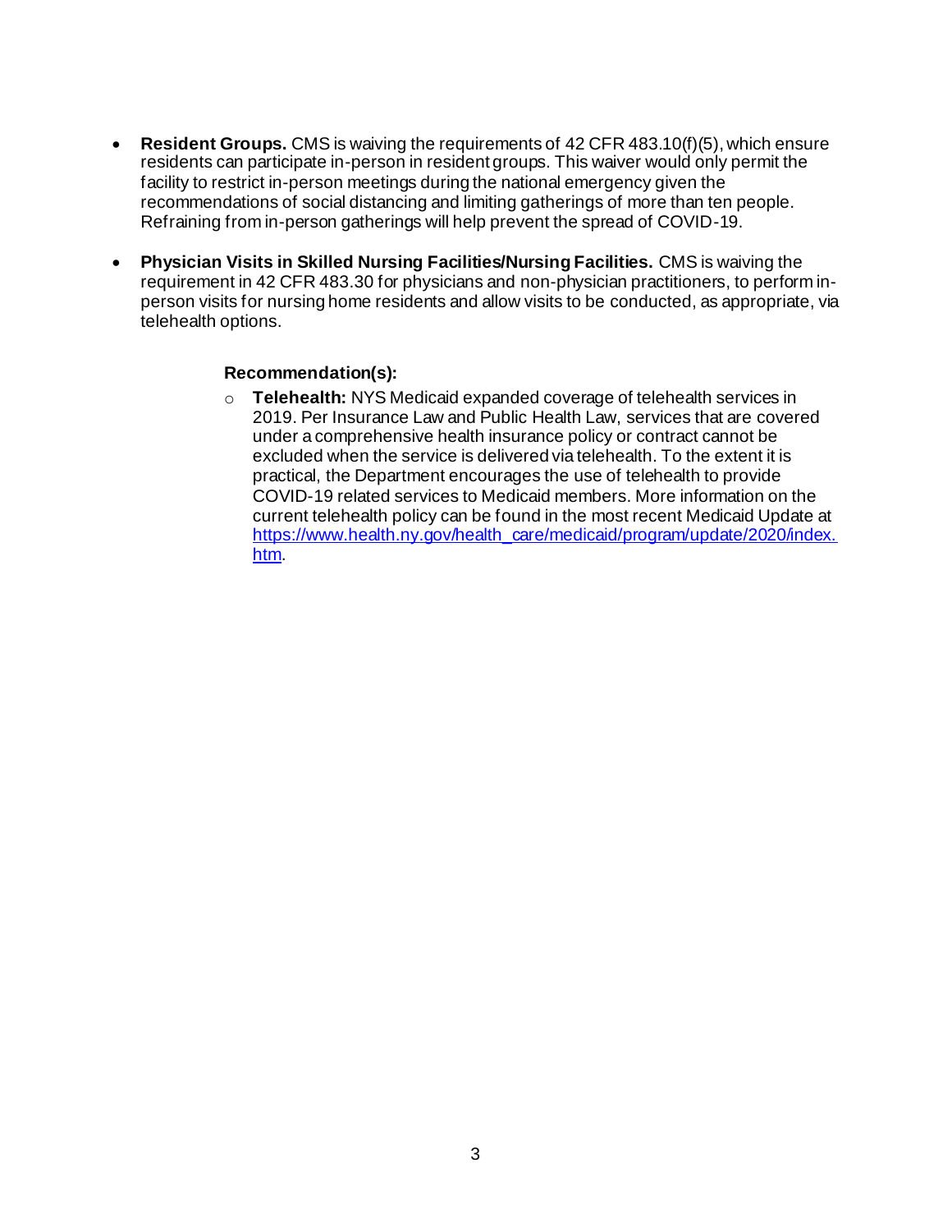- **Resident Groups.** CMS is waiving the requirements of 42 CFR 483.10(f)(5), which ensure residents can participate in-person in resident groups. This waiver would only permit the facility to restrict in-person meetings during the national emergency given the recommendations of social distancing and limiting gatherings of more than ten people. Refraining from in-person gatherings will help prevent the spread of COVID-19.

- **Physician Visits in Skilled Nursing Facilities/Nursing Facilities.** CMS is waiving the requirement in 42 CFR 483.30 for physicians and non-physician practitioners, to perform in-person visits for nursing home residents and allow visits to be conducted, as appropriate, via telehealth options.

  **Recommendation(s):**

  - **Telehealth:** NYS Medicaid expanded coverage of telehealth services in 2019. Per Insurance Law and Public Health Law, services that are covered under a comprehensive health insurance policy or contract cannot be excluded when the service is delivered via telehealth. To the extent it is practical, the Department encourages the use of telehealth to provide COVID-19 related services to Medicaid members. More information on the current telehealth policy can be found in the most recent Medicaid Update at https://www.health.ny.gov/health_care/medicaid/program/update/2020/index.htm.